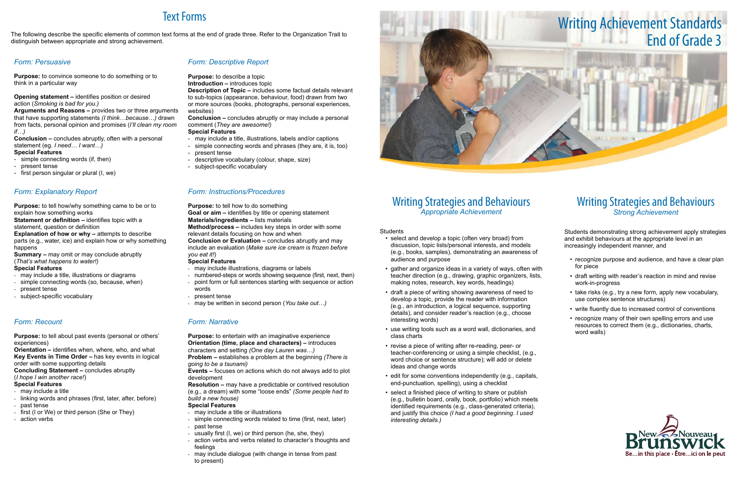# Text Forms

The following describe the specific elements of common text forms at the end of grade three. Refer to the Organization Trait to distinguish between appropriate and strong achievement.

### *Form: Persuasive*

**Purpose:** to convince someone to do something or to think in a particular way

**Opening statement –** identifies position or desired action (*Smoking is bad for you.)*
**Arguments and Reasons –** provides two or three arguments that have supporting statements *(I think…because…)* drawn from facts, personal opinion and promises (*I'll clean my room if…)*
**Conclusion –** concludes abruptly, often with a personal statement (eg. *I need… I want…)*
**Special Features**
- simple connecting words (if, then)
- present tense
- first person singular or plural (I, we)

### *Form: Explanatory Report*

**Purpose:** to tell how/why something came to be or to explain how something works
**Statement or definition –** identifies topic with a statement, question or definition
**Explanation of how or why –** attempts to describe parts (e.g., water, ice) and explain how or why something happens
**Summary –** may omit or may conclude abruptly (*That's what happens to water!)*
**Special Features**
- may include a title, illustrations or diagrams
- simple connecting words (so, because, when)
- present tense
- subject-specific vocabulary

### *Form: Recount*

**Purpose:** to tell about past events (personal or others' experiences)
**Orientation –** identifies when, where, who, and what
**Key Events in Time Order –** has key events in logical order with some supporting details
**Concluding Statement –** concludes abruptly (*I hope I win another race!*)
**Special Features**
- may include a title
- linking words and phrases (first, later, after, before)
- past tense
- first (I or We) or third person (She or They)
- action verbs

### *Form: Descriptive Report*

**Purpose:** to describe a topic
**Introduction –** introduces topic
**Description of Topic –** includes some factual details relevant to sub-topics (appearance, behaviour, food) drawn from two or more sources (books, photographs, personal experiences, websites)
**Conclusion –** concludes abruptly or may include a personal comment (*They are awesome!)*
**Special Features**
- may include a title, illustrations, labels and/or captions
- simple connecting words and phrases (they are, it is, too)
- present tense
- descriptive vocabulary (colour, shape, size)
- subject-specific vocabulary

### *Form: Instructions/Procedures*

**Purpose:** to tell how to do something
**Goal or aim –** identifies by title or opening statement
**Materials/ingredients –** lists materials
**Method/process –** includes key steps in order with some relevant details focusing on how and when
**Conclusion or Evaluation –** concludes abruptly and may include an evaluation (*Make sure ice cream is frozen before you eat it!*)
**Special Features**
- may include illustrations, diagrams or labels
- numbered-steps or words showing sequence (first, next, then)
- point form or full sentences starting with sequence or action words
- present tense
- may be written in second person (*You take out…)*

### *Form: Narrative*

**Purpose:** to entertain with an imaginative experience
**Orientation (time, place and characters) –** introduces characters and setting *(One day Lauren was…)*
**Problem –** establishes a problem at the beginning *(There is going to be a tsunami)*
**Events –** focuses on actions which do not always add to plot development
**Resolution –** may have a predictable or contrived resolution (e.g., a dream) with some "loose ends" *(Some people had to build a new house)*
**Special Features**
- may include a title or illustrations
- simple connecting words related to time (first, next, later)
- past tense
- usually first (I, we) or third person (he, she, they)
- action verbs and verbs related to character's thoughts and feelings
- may include dialogue (with change in tense from past to present)

# Writing Achievement Standards End of Grade 3

## Writing Strategies and Behaviours
*Appropriate Achievement*

Students

- select and develop a topic (often very broad) from discussion, topic lists/personal interests, and models (e.g., books, samples), demonstrating an awareness of audience and purpose
- gather and organize ideas in a variety of ways, often with teacher direction (e.g., drawing, graphic organizers, lists, making notes, research, key words, headings)
- draft a piece of writing showing awareness of need to develop a topic, provide the reader with information (e.g., an introduction, a logical sequence, supporting details), and consider reader's reaction (e.g., choose interesting words)
- use writing tools such as a word wall, dictionaries, and class charts
- revise a piece of writing after re-reading, peer- or teacher-conferencing or using a simple checklist, (e.g., word choice or sentence structure); will add or delete ideas and change words
- edit for some conventions independently (e.g., capitals, end-punctuation, spelling), using a checklist
- select a finished piece of writing to share or publish (e.g., bulletin board, orally, book, portfolio) which meets identified requirements (e.g., class-generated criteria), and justify this choice *(I had a good beginning. I used interesting details.)*

## Writing Strategies and Behaviours
*Strong Achievement*

Students demonstrating strong achievement apply strategies and exhibit behaviours at the appropriate level in an increasingly independent manner, and

- recognize purpose and audience, and have a clear plan for piece
- draft writing with reader's reaction in mind and revise work-in-progress
- take risks (e.g., try a new form, apply new vocabulary, use complex sentence structures)
- write fluently due to increased control of conventions
- recognize many of their own spelling errors and use resources to correct them (e.g., dictionaries, charts, word walls)

New Brunswick Nouveau
Be…in this place • Être…ici on le peut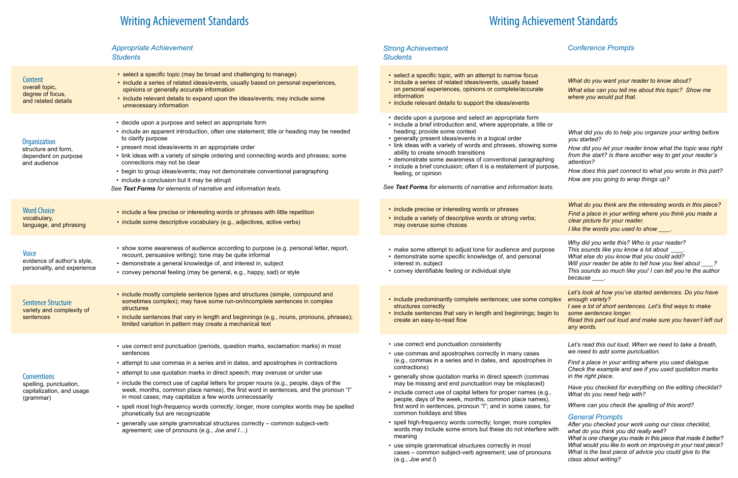# Writing Achievement Standards

| | *Appropriate Achievement Students* | *Strong Achievement Students* | *Conference Prompts* |
|---|---|---|---|
| **Content**<br>overall topic, degree of focus, and related details | • select a specific topic (may be broad and challenging to manage)<br>• include a series of related ideas/events, usually based on personal experiences, opinions or generally accurate information<br>• include relevant details to expand upon the ideas/events; may include some unnecessary information | • select a specific topic, with an attempt to narrow focus<br>• include a series of related ideas/events, usually based on personal experiences, opinions or complete/accurate information<br>• include relevant details to support the ideas/events | *What do you want your reader to know about?*<br>*What else can you tell me about this topic? Show me where you would put that.* |
| **Organization**<br>structure and form, dependent on purpose and audience | • decide upon a purpose and select an appropriate form<br>• include an apparent introduction, often one statement; title or heading may be needed to clarify purpose<br>• present most ideas/events in an appropriate order<br>• link ideas with a variety of simple ordering and connecting words and phrases; some connections may not be clear<br>• begin to group ideas/events; may not demonstrate conventional paragraphing<br>• include a conclusion but it may be abrupt<br>*See **Text Forms** for elements of narrative and information texts.* | • decide upon a purpose and select an appropriate form<br>• include a brief introduction and, where appropriate, a title or heading; provide some context<br>• generally present ideas/events in a logical order<br>• link ideas with a variety of words and phrases, showing some ability to create smooth transitions<br>• demonstrate some awareness of conventional paragraphing<br>• include a brief conclusion; often it is a restatement of purpose, feeling, or opinion<br>*See **Text Forms** for elements of narrative and information texts.* | *What did you do to help you organize your writing before you started?*<br>*How did you let your reader know what the topic was right from the start? Is there another way to get your reader's attention?*<br>*How does this part connect to what you wrote in this part?*<br>*How are you going to wrap things up?* |
| **Word Choice**<br>vocabulary, language, and phrasing | • include a few precise or interesting words or phrases with little repetition<br>• include some descriptive vocabulary (e.g., adjectives, active verbs) | • include precise or interesting words or phrases<br>• include a variety of descriptive words or strong verbs; may overuse some choices | *What do you think are the interesting words in this piece?*<br>*Find a place in your writing where you think you made a clear picture for your reader.*<br>*I like the words you used to show ____.* |
| **Voice**<br>evidence of author's style, personality, and experience | • show some awareness of audience according to purpose (e.g. personal letter, report, recount, persuasive writing); tone may be quite informal<br>• demonstrate a general knowledge of, and interest in, subject<br>• convey personal feeling (may be general, e.g., happy, sad) or style | • make some attempt to adjust tone for audience and purpose<br>• demonstrate some specific knowledge of, and personal interest in, subject<br>• convey identifiable feeling or individual style | *Why did you write this? Who is your reader?*<br>*This sounds like you know a lot about ____.*<br>*What else do you know that you could add?*<br>*Will your reader be able to tell how you feel about ____?*<br>*This sounds so much like you! I can tell you're the author because ____.* |
| **Sentence Structure**<br>variety and complexity of sentences | • include mostly complete sentence types and structures (simple, compound and sometimes complex); may have some run-on/incomplete sentences in complex structures<br>• include sentences that vary in length and beginnings (e.g., nouns, pronouns, phrases); limited variation in pattern may create a mechanical text | • include predominantly complete sentences; use some complex structures correctly<br>• include sentences that vary in length and beginnings; begin to create an easy-to-read flow | *Let's look at how you've started sentences. Do you have enough variety?*<br>*I see a lot of short sentences. Let's find ways to make some sentences longer.*<br>*Read this part out loud and make sure you haven't left out any words.* |
| **Conventions**<br>spelling, punctuation, capitalization, and usage (grammar) | • use correct end punctuation (periods, question marks, exclamation marks) in most sentences<br>• attempt to use commas in a series and in dates, and apostrophes in contractions<br>• attempt to use quotation marks in direct speech; may overuse or under use<br>• include the correct use of capital letters for proper nouns (e.g., people, days of the week, months, common place names), the first word in sentences, and the pronoun "I" in most cases; may capitalize a few words unnecessarily<br>• spell most high-frequency words correctly; longer, more complex words may be spelled phonetically but are recognizable<br>• generally use simple grammatical structures correctly – common subject-verb agreement; use of pronouns (e.g., *Joe and I…*) | • use correct end punctuation consistently<br>• use commas and apostrophes correctly in many cases (e.g., commas in a series and in dates, and apostrophes in contractions)<br>• generally show quotation marks in direct speech (commas may be missing and end punctuation may be misplaced)<br>• include correct use of capital letters for proper names (e.g., people, days of the week, months, common place names), first word in sentences, pronoun "I"; and in some cases, for common holidays and titles<br>• spell high-frequency words correctly; longer, more complex words may include some errors but these do not interfere with meaning<br>• use simple grammatical structures correctly in most cases – common subject-verb agreement; use of pronouns (e.g., *Joe and I*) | *Let's read this out loud. When we need to take a breath, we need to add some punctuation.*<br>*Find a place in your writing where you used dialogue. Check the example and see if you used quotation marks in the right place.*<br>*Have you checked for everything on the editing checklist? What do you need help with?*<br>*Where can you check the spelling of this word?*<br>**General Prompts**<br>*After you checked your work using our class checklist, what do you think you did really well?*<br>*What is one change you made in this piece that made it better?*<br>*What would you like to work on improving in your next piece?*<br>*What is the best piece of advice you could give to the class about writing?* |